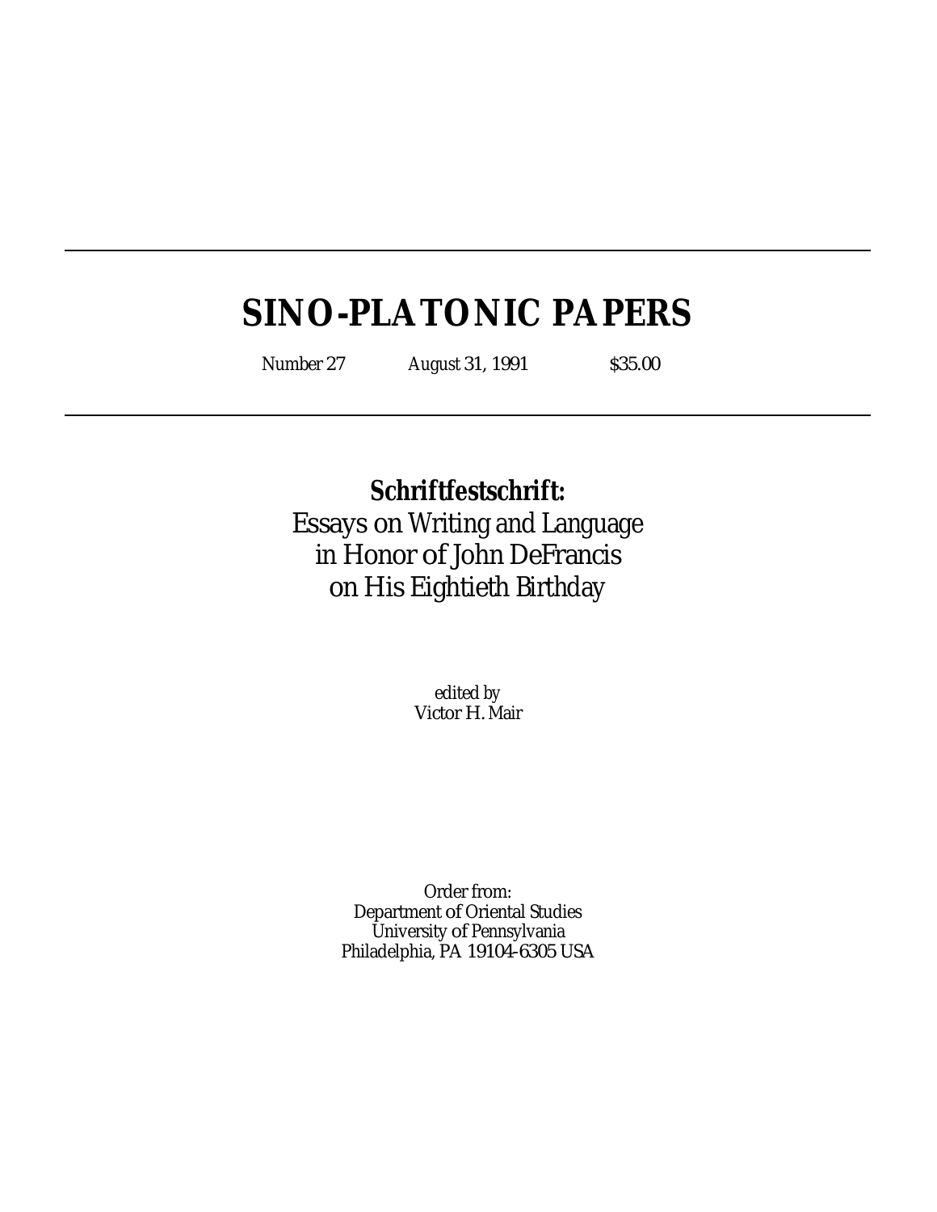# SINO-PLATONIC PAPERS

*Number 27* *August 31, 1991* *$35.00*

## Schriftfestschrift:

Essays on Writing and Language
in Honor of John DeFrancis
on His Eightieth Birthday

*edited by*
Victor H. Mair

Order from:
Department of Oriental Studies
University of Pennsylvania
Philadelphia, PA 19104-6305 USA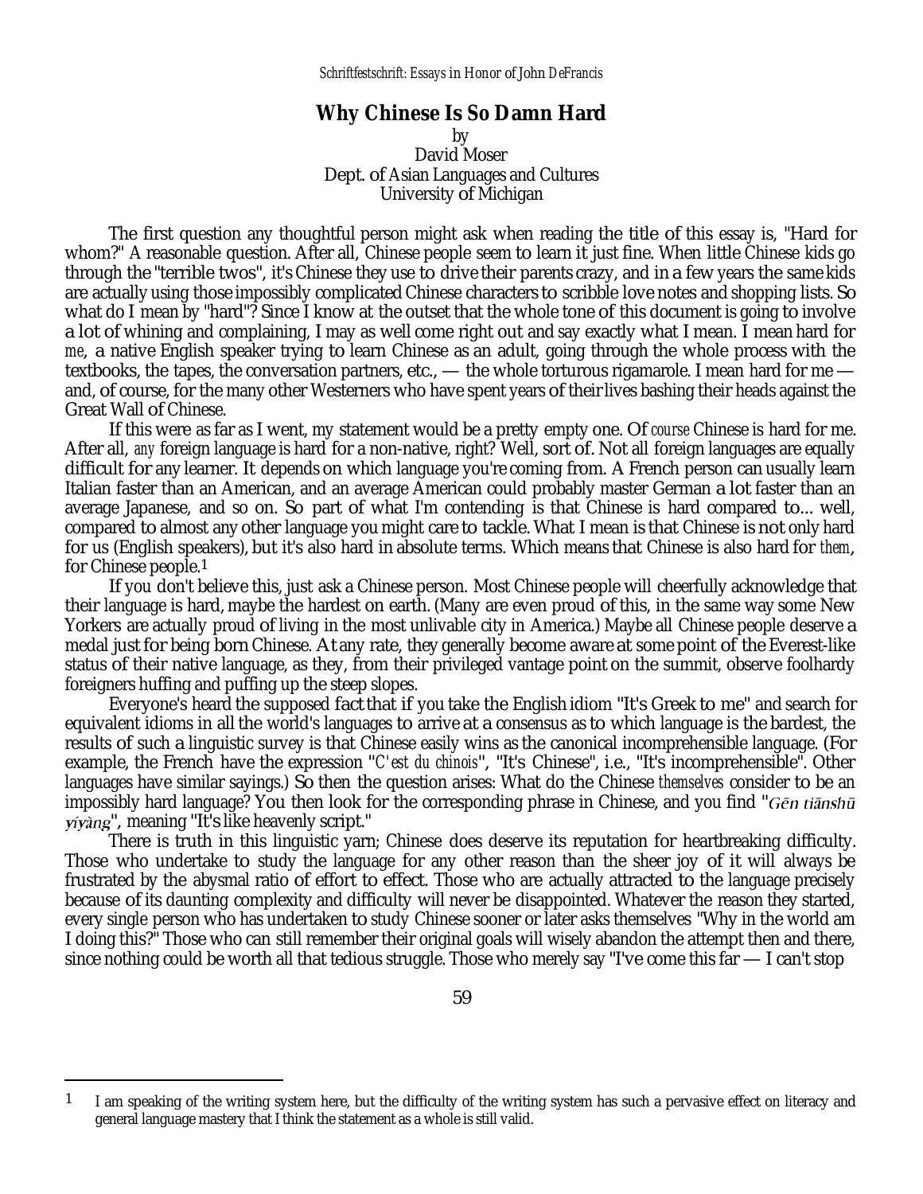**Why Chinese Is So Damn Hard**

by
David Moser
Dept. of Asian Languages and Cultures
University of Michigan

The first question any thoughtful person might ask when reading the title of this essay is, "Hard for whom?" A reasonable question. After all, Chinese people seem to learn it just fine. When little Chinese kids go through the "terrible twos", it's Chinese they use to drive their parents crazy, and in a few years the same kids are actually using those impossibly complicated Chinese characters to scribble love notes and shopping lists. So what do I mean by "hard"? Since I know at the outset that the whole tone of this document is going to involve a lot of whining and complaining, I may as well come right out and say exactly what I mean. I mean hard for *me*, a native English speaker trying to learn Chinese as an adult, going through the whole process with the textbooks, the tapes, the conversation partners, etc., — the whole torturous rigamarole. I mean hard for me — and, of course, for the many other Westerners who have spent years of their lives bashing their heads against the Great Wall of Chinese.

If this were as far as I went, my statement would be a pretty empty one. Of *course* Chinese is hard for me. After all, *any* foreign language is hard for a non-native, right? Well, sort of. Not all foreign languages are equally difficult for any learner. It depends on which language you're coming from. A French person can usually learn Italian faster than an American, and an average American could probably master German a lot faster than an average Japanese, and so on. So part of what I'm contending is that Chinese is hard compared to... well, compared to almost any other language you might care to tackle. What I mean is that Chinese is not only hard for us (English speakers), but it's also hard in absolute terms. Which means that Chinese is also hard for *them*, for Chinese people.[1]

If you don't believe this, just ask a Chinese person. Most Chinese people will cheerfully acknowledge that their language is hard, maybe the hardest on earth. (Many are even proud of this, in the same way some New Yorkers are actually proud of living in the most unlivable city in America.) Maybe all Chinese people deserve a medal just for being born Chinese. At any rate, they generally become aware at some point of the Everest-like status of their native language, as they, from their privileged vantage point on the summit, observe foolhardy foreigners huffing and puffing up the steep slopes.

Everyone's heard the supposed fact that if you take the English idiom "It's Greek to me" and search for equivalent idioms in all the world's languages to arrive at a consensus as to which language is the bardest, the results of such a linguistic survey is that Chinese easily wins as the canonical incomprehensible language. (For example, the French have the expression "*C'est du chinois*", "It's Chinese", i.e., "It's incomprehensible". Other languages have similar sayings.) So then the question arises: What do the Chinese *themselves* consider to be an impossibly hard language? You then look for the corresponding phrase in Chinese, and you find "*Gēn tiānshū yíyàng*", meaning "It's like heavenly script."

There is truth in this linguistic yarn; Chinese does deserve its reputation for heartbreaking difficulty. Those who undertake to study the language for any other reason than the sheer joy of it will always be frustrated by the abysmal ratio of effort to effect. Those who are actually attracted to the language precisely because of its daunting complexity and difficulty will never be disappointed. Whatever the reason they started, every single person who has undertaken to study Chinese sooner or later asks themselves "Why in the world am I doing this?" Those who can still remember their original goals will wisely abandon the attempt then and there, since nothing could be worth all that tedious struggle. Those who merely say "I've come this far — I can't stop

[1] I am speaking of the writing system here, but the difficulty of the writing system has such a pervasive effect on literacy and general language mastery that I think the statement as a whole is still valid.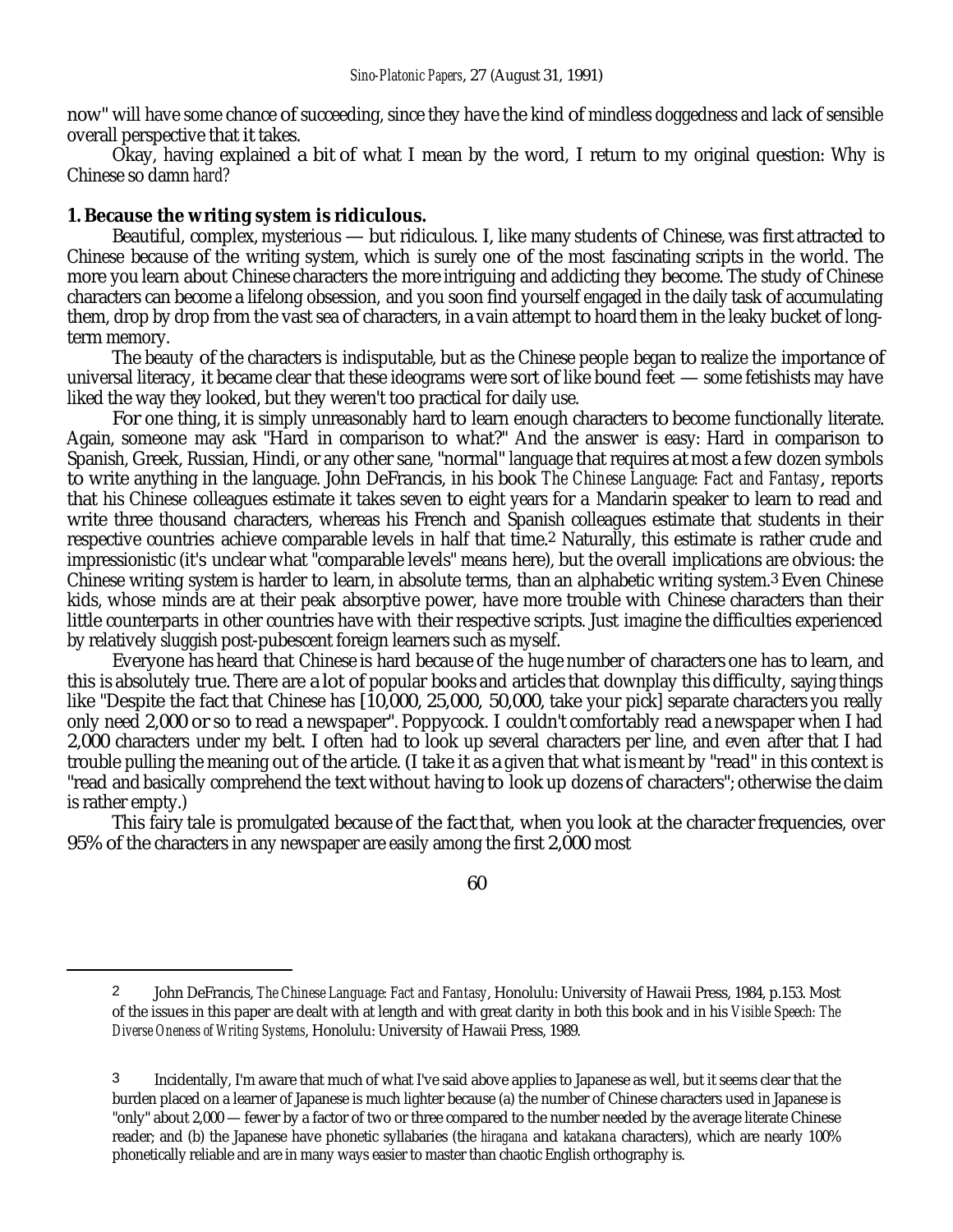now" will have some chance of succeeding, since they have the kind of mindless doggedness and lack of sensible overall perspective that it takes.

Okay, having explained a bit of what I mean by the word, I return to my original question: *Why is Chinese so damn hard?*

**1. Because the writing system is ridiculous.**

Beautiful, complex, mysterious — but ridiculous. I, like many students of Chinese, was first attracted to Chinese because of the writing system, which is surely one of the most fascinating scripts in the world. The more you learn about Chinese characters the more intriguing and addicting they become. The study of Chinese characters can become a lifelong obsession, and you soon find yourself engaged in the daily task of accumulating them, drop by drop from the vast sea of characters, in a vain attempt to hoard them in the leaky bucket of long-term memory.

The beauty of the characters is indisputable, but as the Chinese people began to realize the importance of universal literacy, it became clear that these ideograms were sort of like bound feet — some fetishists may have liked the way they looked, but they weren't too practical for daily use.

For one thing, it is simply unreasonably hard to learn enough characters to become functionally literate. Again, someone may ask "Hard in comparison to what?" And the answer is easy: Hard in comparison to Spanish, Greek, Russian, Hindi, or any other sane, "normal" language that requires at most a few dozen symbols to write anything in the language. John DeFrancis, in his book *The Chinese Language: Fact and Fantasy*, reports that his Chinese colleagues estimate it takes seven to eight years for a Mandarin speaker to learn to read and write three thousand characters, whereas his French and Spanish colleagues estimate that students in their respective countries achieve comparable levels in half that time.[2] Naturally, this estimate is rather crude and impressionistic (it's unclear what "comparable levels" means here), but the overall implications are obvious: the Chinese writing system is harder to learn, in absolute terms, than an alphabetic writing system.[3] Even Chinese kids, whose minds are at their peak absorptive power, have more trouble with Chinese characters than their little counterparts in other countries have with their respective scripts. Just imagine the difficulties experienced by relatively sluggish post-pubescent foreign learners such as myself.

Everyone has heard that Chinese is hard because of the huge number of characters one has to learn, and this is absolutely true. There are a lot of popular books and articles that downplay this difficulty, saying things like "Despite the fact that Chinese has [10,000, 25,000, 50,000, take your pick] separate characters you really only need 2,000 or so to read a newspaper". Poppycock. I couldn't comfortably read a newspaper when I had 2,000 characters under my belt. I often had to look up several characters per line, and even after that I had trouble pulling the meaning out of the article. (I take it as a given that what is meant by "read" in this context is "read and basically comprehend the text without having to look up dozens of characters"; otherwise the claim is rather empty.)

This fairy tale is promulgated because of the fact that, when you look at the character frequencies, over 95% of the characters in any newspaper are easily among the first 2,000 most

---

[2] John DeFrancis, *The Chinese Language: Fact and Fantasy*, Honolulu: University of Hawaii Press, 1984, p.153. Most of the issues in this paper are dealt with at length and with great clarity in both this book and in his *Visible Speech: The Diverse Oneness of Writing Systems*, Honolulu: University of Hawaii Press, 1989.

[3] Incidentally, I'm aware that much of what I've said above applies to Japanese as well, but it seems clear that the burden placed on a learner of Japanese is much lighter because (a) the number of Chinese characters used in Japanese is "only" about 2,000 — fewer by a factor of two or three compared to the number needed by the average literate Chinese reader; and (b) the Japanese have phonetic syllabaries (the *hiragana* and *katakana* characters), which are nearly 100% phonetically reliable and are in many ways easier to master than chaotic English orthography is.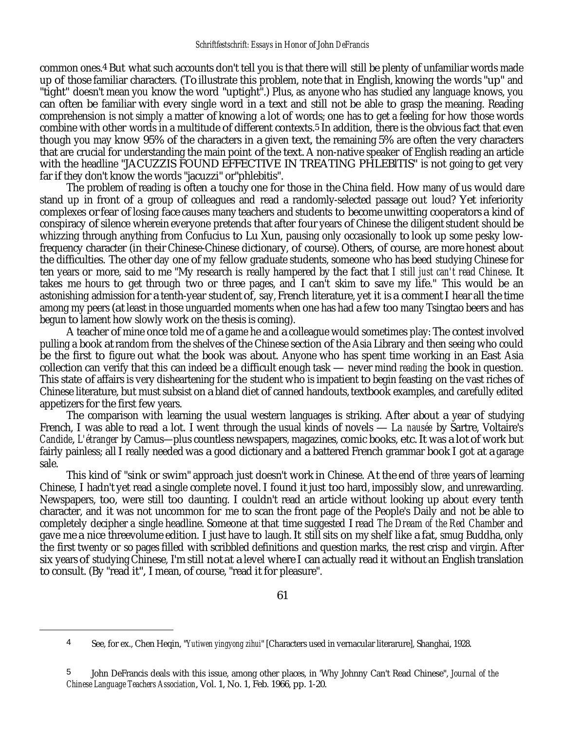common ones.[4] But what such accounts don't tell you is that there will still be plenty of unfamiliar words made up of those familiar characters. (To illustrate this problem, note that in English, knowing the words "up" and "tight" doesn't mean you know the word "uptight".) Plus, as anyone who has studied any language knows, you can often be familiar with every single word in a text and still not be able to grasp the meaning. Reading comprehension is not simply a matter of knowing a lot of words; one has to get a feeling for how those words combine with other words in a multitude of different contexts.[5] In addition, there is the obvious fact that even though you may know 95% of the characters in a given text, the remaining 5% are often the very characters that are crucial for understanding the main point of the text. A non-native speaker of English reading an article with the headline "JACUZZIS FOUND EFFECTIVE IN TREATING PHLEBITIS" is not going to get very far if they don't know the words "jacuzzi" or"phlebitis".

The problem of reading is often a touchy one for those in the China field. How many of us would dare stand up in front of a group of colleagues and read a randomly-selected passage out loud? Yet inferiority complexes or fear of losing face causes many teachers and students to become unwitting cooperators a kind of conspiracy of silence wherein everyone pretends that after four years of Chinese the diligent student should be whizzing through anything from Confucius to Lu Xun, pausing only occasionally to look up some pesky low-frequency character (in their Chinese-Chinese dictionary, of course). Others, of course, are more honest about the difficulties. The other day one of my fellow graduate students, someone who has beed studying Chinese for ten years or more, said to me "My research is really hampered by the fact that *I still just can't read Chinese*. It takes me hours to get through two or three pages, and I can't skim to save my life." This would be an astonishing admission for a tenth-year student of, say, French literature, yet it is a comment I hear all the time among my peers (at least in those unguarded moments when one has had a few too many Tsingtao beers and has begun to lament how slowly work on the thesis is coming).

A teacher of mine once told me of a game he and a colleague would sometimes play: The contest involved pulling a book at random from the shelves of the Chinese section of the Asia Library and then seeing who could be the first to figure out what the book was about. Anyone who has spent time working in an East Asia collection can verify that this can indeed be a difficult enough task — never mind *reading* the book in question. This state of affairs is very disheartening for the student who is impatient to begin feasting on the vast riches of Chinese literature, but must subsist on a bland diet of canned handouts, textbook examples, and carefully edited appetizers for the first few years.

The comparison with learning the usual western languages is striking. After about a year of studying French, I was able to read a lot. I went through the usual kinds of novels — *La nausée* by Sartre, Voltaire's *Candide*, *L'étranger* by Camus—plus countless newspapers, magazines, comic books, etc. It was a lot of work but fairly painless; all I really needed was a good dictionary and a battered French grammar book I got at a garage sale.

This kind of "sink or swim" approach just doesn't work in Chinese. At the end of *three* years of learning Chinese, I hadn't yet read a single complete novel. I found it just too hard, impossibly slow, and unrewarding. Newspapers, too, were still too daunting. I couldn't read an article without looking up about every tenth character, and it was not uncommon for me to scan the front page of the People's Daily and not be able to completely decipher a single headline. Someone at that time suggested I read *The Dream of the Red Chamber* and gave me a nice threevolume edition. I just have to laugh. It still sits on my shelf like a fat, smug Buddha, only the first twenty or so pages filled with scribbled definitions and question marks, the rest crisp and virgin. After six years of studying Chinese, I'm still not at a level where I can actually read it without an English translation to consult. (By "read it", I mean, of course, "read it for pleasure".

---

[4] See, for ex., Chen Heqin, "*Yutiwen yingyong zihui*" [Characters used in vernacular literarure], Shanghai, 1928.

[5] John DeFrancis deals with this issue, among other places, in 'Why Johnny Can't Read Chinese", *Journal of the Chinese Language Teachers Association*, Vol. 1, No. 1, Feb. 1966, pp. 1-20.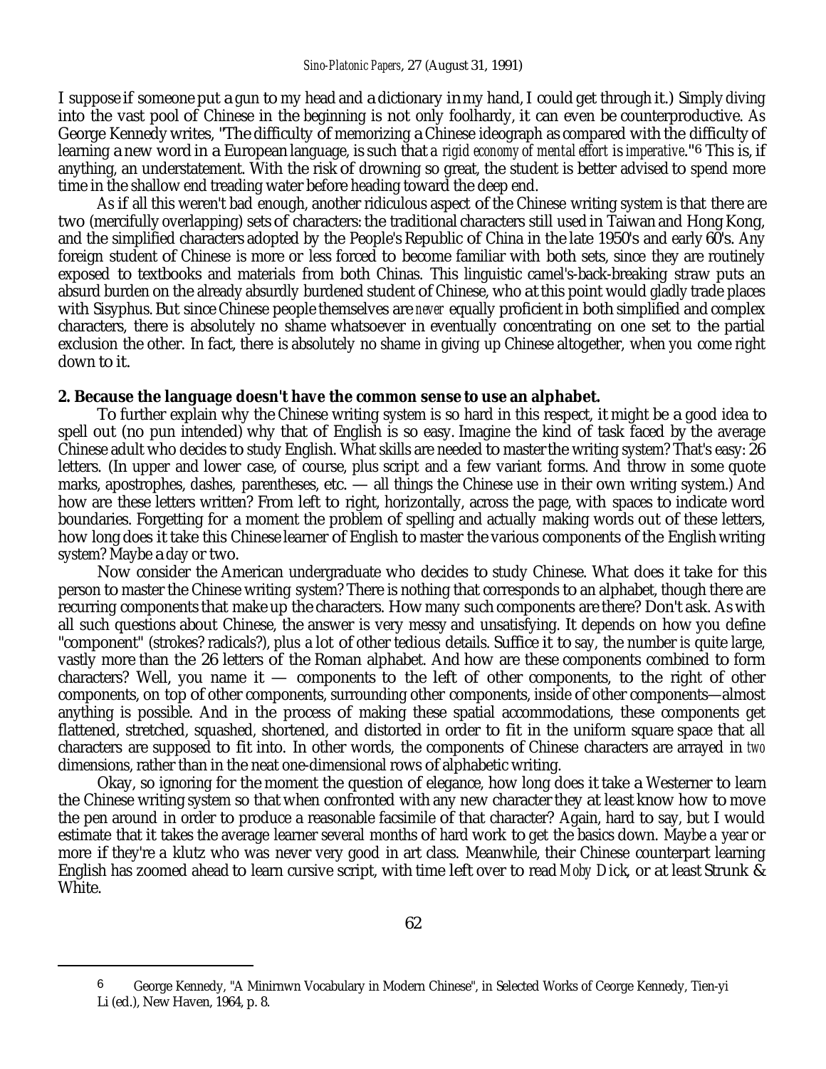I suppose if someone put a gun to my head and a dictionary in my hand, I could get through it.) Simply diving into the vast pool of Chinese in the beginning is not only foolhardy, it can even be counterproductive. As George Kennedy writes, "The difficulty of memorizing a Chinese ideograph as compared with the difficulty of learning a new word in a European language, is such that a *rigid economy of mental effort is imperative*."[6] This is, if anything, an understatement. With the risk of drowning so great, the student is better advised to spend more time in the shallow end treading water before heading toward the deep end.

As if all this weren't bad enough, another ridiculous aspect of the Chinese writing system is that there are two (mercifully overlapping) sets of characters: the traditional characters still used in Taiwan and Hong Kong, and the simplified characters adopted by the People's Republic of China in the late 1950's and early 60's. Any foreign student of Chinese is more or less forced to become familiar with both sets, since they are routinely exposed to textbooks and materials from both Chinas. This linguistic camel's-back-breaking straw puts an absurd burden on the already absurdly burdened student of Chinese, who at this point would gladly trade places with Sisyphus. But since Chinese people themselves are *never* equally proficient in both simplified and complex characters, there is absolutely no shame whatsoever in eventually concentrating on one set to the partial exclusion the other. In fact, there is absolutely no shame in giving up Chinese altogether, when you come right down to it.

**2. Because the language doesn't have the common sense to use an alphabet.**

To further explain why the Chinese writing system is so hard in this respect, it might be a good idea to spell out (no pun intended) why that of English is so easy. Imagine the kind of task faced by the average Chinese adult who decides to study English. What skills are needed to master the writing system? That's easy: 26 letters. (In upper and lower case, of course, plus script and a few variant forms. And throw in some quote marks, apostrophes, dashes, parentheses, etc. — all things the Chinese use in their own writing system.) And how are these letters written? From left to right, horizontally, across the page, with spaces to indicate word boundaries. Forgetting for a moment the problem of spelling and actually making words out of these letters, how long does it take this Chinese learner of English to master the various components of the English writing system? Maybe a day or two.

Now consider the American undergraduate who decides to study Chinese. What does it take for this person to master the Chinese writing system? There is nothing that corresponds to an alphabet, though there are recurring components that make up the characters. How many such components are there? Don't ask. As with all such questions about Chinese, the answer is very messy and unsatisfying. It depends on how you define "component" (strokes? radicals?), plus a lot of other tedious details. Suffice it to say, the number is quite large, vastly more than the 26 letters of the Roman alphabet. And how are these components combined to form characters? Well, you name it — components to the left of other components, to the right of other components, on top of other components, surrounding other components, inside of other components—almost anything is possible. And in the process of making these spatial accommodations, these components get flattened, stretched, squashed, shortened, and distorted in order to fit in the uniform square space that all characters are supposed to fit into. In other words, the components of Chinese characters are arrayed in *two* dimensions, rather than in the neat one-dimensional rows of alphabetic writing.

Okay, so ignoring for the moment the question of elegance, how long does it take a Westerner to learn the Chinese writing system so that when confronted with any new character they at least know how to move the pen around in order to produce a reasonable facsimile of that character? Again, hard to say, but I would estimate that it takes the average learner several months of hard work to get the basics down. Maybe a year or more if they're a klutz who was never very good in art class. Meanwhile, their Chinese counterpart learning English has zoomed ahead to learn cursive script, with time left over to read *Moby Dick*, or at least Strunk & White.

---

[6] George Kennedy, "A Minirnwn Vocabulary in Modern Chinese", in Selected Works of Ceorge Kennedy, Tien-yi Li (ed.), New Haven, 1964, p. 8.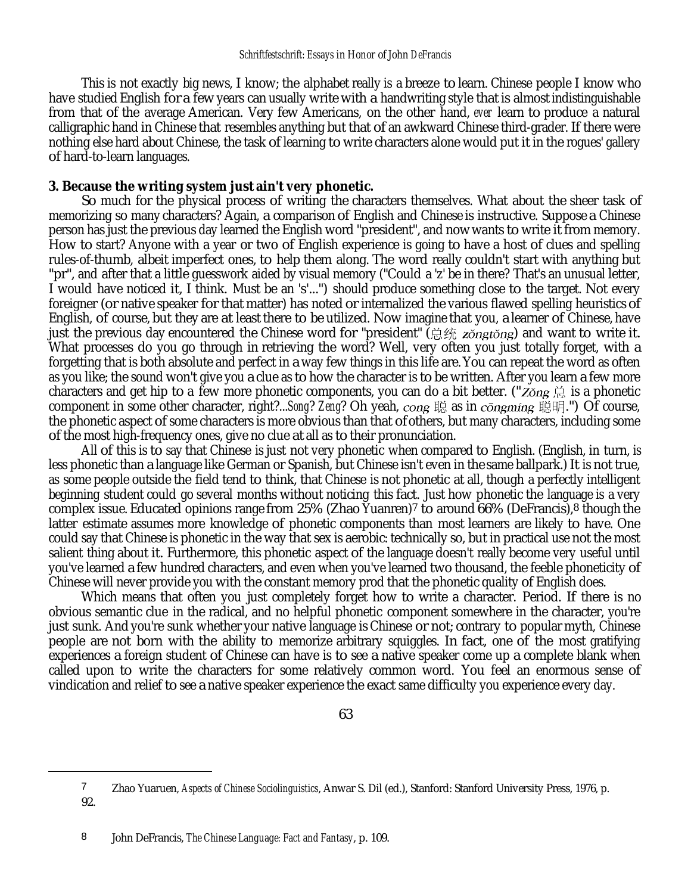This is not exactly big news, I know; the alphabet really is a breeze to learn. Chinese people I know who have studied English for a few years can usually write with a handwriting style that is almost indistinguishable from that of the average American. Very few Americans, on the other hand, *ever* learn to produce a natural calligraphic hand in Chinese that resembles anything but that of an awkward Chinese third-grader. If there were nothing else hard about Chinese, the task of learning to write characters alone would put it in the rogues' gallery of hard-to-learn languages.

**3. Because the writing system just ain't very phonetic.**

So much for the physical process of writing the characters themselves. What about the sheer task of memorizing so many characters? Again, a comparison of English and Chinese is instructive. Suppose a Chinese person has just the previous day learned the English word "president", and now wants to write it from memory. How to start? Anyone with a year or two of English experience is going to have a host of clues and spelling rules-of-thumb, albeit imperfect ones, to help them along. The word really couldn't start with anything but "pr", and after that a little guesswork aided by visual memory ("Could a 'z' be in there? That's an unusual letter, I would have noticed it, I think. Must be an 's'...") should produce something close to the target. Not every foreigner (or native speaker for that matter) has noted or internalized the various flawed spelling heuristics of English, of course, but they are at least there to be utilized. Now imagine that you, a learner of Chinese, have just the previous day encountered the Chinese word for "president" (总统 *zǒngtǒng*) and want to write it. What processes do you go through in retrieving the word? Well, very often you just totally forget, with a forgetting that is both absolute and perfect in a way few things in this life are. You can repeat the word as often as you like; the sound won't give you a clue as to how the character is to be written. After you learn a few more characters and get hip to a few more phonetic components, you can do a bit better. ("*Zǒng* 总 is a phonetic component in some other character, right?...*Song*? *Zeng*? Oh yeah, *cong* 聪 as in *cōngmíng* 聪明.") Of course, the phonetic aspect of some characters is more obvious than that of others, but many characters, including some of the most high-frequency ones, give no clue at all as to their pronunciation.

All of this is to say that Chinese is just not very phonetic when compared to English. (English, in turn, is less phonetic than a language like German or Spanish, but Chinese isn't even in the same ballpark.) It is not true, as some people outside the field tend to think, that Chinese is not phonetic at all, though a perfectly intelligent beginning student could go several months without noticing this fact. Just how phonetic the language is a very complex issue. Educated opinions range from 25% (Zhao Yuanren)[7] to around 66% (DeFrancis),[8] though the latter estimate assumes more knowledge of phonetic components than most learners are likely to have. One could say that Chinese is phonetic in the way that sex is aerobic: technically so, but in practical use not the most salient thing about it. Furthermore, this phonetic aspect of the language doesn't really become very useful until you've learned a few hundred characters, and even when you've learned two thousand, the feeble phoneticity of Chinese will never provide you with the constant memory prod that the phonetic quality of English does.

Which means that often you just completely forget how to write a character. Period. If there is no obvious semantic clue in the radical, and no helpful phonetic component somewhere in the character, you're just sunk. And you're sunk whether your native language is Chinese or not; contrary to popular myth, Chinese people are not born with the ability to memorize arbitrary squiggles. In fact, one of the most gratifying experiences a foreign student of Chinese can have is to see a native speaker come up a complete blank when called upon to write the characters for some relatively common word. You feel an enormous sense of vindication and relief to see a native speaker experience the exact same difficulty you experience every day.

---

[7] Zhao Yuaruen, *Aspects of Chinese Sociolinguistics*, Anwar S. Dil (ed.), Stanford: Stanford University Press, 1976, p. 92.

[8] John DeFrancis, *The Chinese Language: Fact and Fantasy*, p. 109.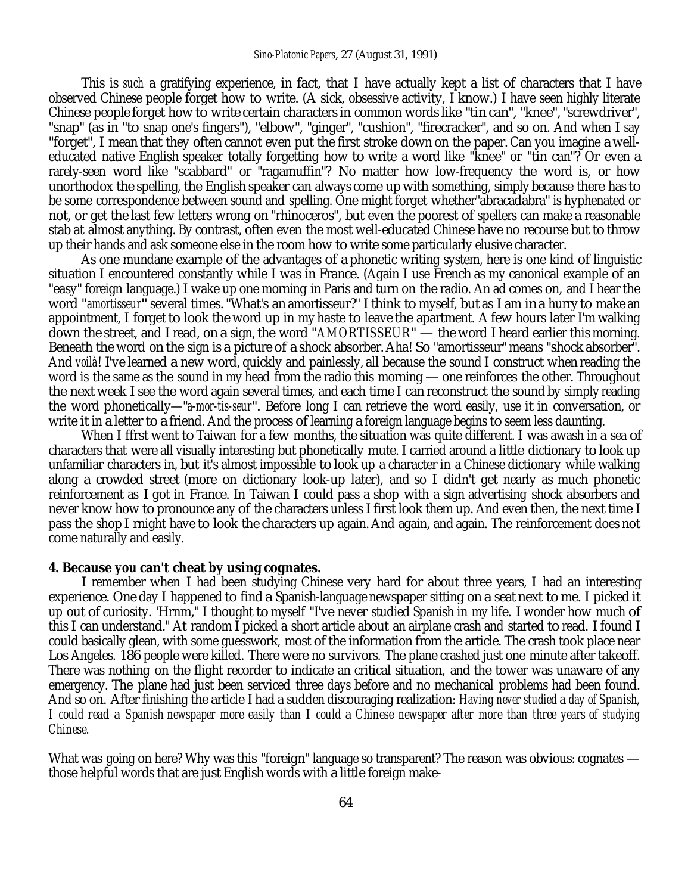This is *such* a gratifying experience, in fact, that I have actually kept a list of characters that I have observed Chinese people forget how to write. (A sick, obsessive activity, I know.) I have seen highly literate Chinese people forget how to write certain characters in common words like "tin can", "knee", "screwdriver", "snap" (as in "to snap one's fingers"), "elbow", "ginger", "cushion", "firecracker", and so on. And when I say "forget", I mean that they often cannot even put the first stroke down on the paper. Can you imagine a well-educated native English speaker totally forgetting how to write a word like "knee" or "tin can"? Or even a rarely-seen word like "scabbard" or "ragamuffin"? No matter how low-frequency the word is, or how unorthodox the spelling, the English speaker can always come up with something, simply because there has to be some correspondence between sound and spelling. One might forget whether"abracadabra" is hyphenated or not, or get the last few letters wrong on "rhinoceros", but even the poorest of spellers can make a reasonable stab at almost anything. By contrast, often even the most well-educated Chinese have no recourse but to throw up their hands and ask someone else in the room how to write some particularly elusive character.

As one mundane exarnple of the advantages of a phonetic writing system, here is one kind of linguistic situation I encountered constantly while I was in France. (Again I use French as my canonical example of an "easy" foreign language.) I wake up one morning in Paris and turn on the radio. An ad comes on, and I hear the word "*amortisseur*" several times. "What's an amortisseur?" I think to myself, but as I am in a hurry to make an appointment, I forget to look the word up in my haste to leave the apartment. A few hours later I'm walking down the street, and I read, on a sign, the word "*AMORTISSEUR*" — the word I heard earlier this morning. Beneath the word on the sign is a picture of a shock absorber. Aha! So "amortisseur" means "shock absorber". And *voilà*! I've learned a new word, quickly and painlessly, all because the sound I construct when reading the word is the same as the sound in my head from the radio this morning — one reinforces the other. Throughout the next week I see the word again several times, and each time I can reconstruct the sound by simply reading the word phonetically—"*a-mor-tis-seur*". Before long I can retrieve the word easily, use it in conversation, or write it in a letter to a friend. And the process of learning a foreign language begins to seem less daunting.

When I ffrst went to Taiwan for a few months, the situation was quite different. I was awash in a sea of characters that were all visually interesting but phonetically mute. I carried around a little dictionary to look up unfamiliar characters in, but it's almost impossible to look up a character in a Chinese dictionary while walking along a crowded street (more on dictionary look-up later), and so I didn't get nearly as much phonetic reinforcement as I got in France. In Taiwan I could pass a shop with a sign advertising shock absorbers and never know how to pronounce any of the characters unless I first look them up. And even then, the next time I pass the shop I rnight have to look the characters up again. And again, and again. The reinforcement does not come naturally and easily.

**4. Because you can't cheat by using cognates.**

I remember when I had been studying Chinese very hard for about three years, I had an interesting experience. One day I happened to find a Spanish-language newspaper sitting on a seat next to me. I picked it up out of curiosity. 'Hrnm," I thought to myself "I've never studied Spanish in my life. I wonder how much of this I can understand." At random I picked a short article about an airplane crash and started to read. I found I could basically glean, with some guesswork, most of the information from the article. The crash took place near Los Angeles. 186 people were killed. There were no survivors. The plane crashed just one minute after takeoff. There was nothing on the flight recorder to indicate an critical situation, and the tower was unaware of any emergency. The plane had just been serviced three days before and no mechanical problems had been found. And so on. After finishing the article I had a sudden discouraging realization: *Having never studied a day of Spanish, I could read a Spanish newspaper more easily than I could a Chinese newspaper after more than three years of studying Chinese.*

What was going on here? Why was this "foreign" language so transparent? The reason was obvious: cognates — those helpful words that are just English words with a little foreign make-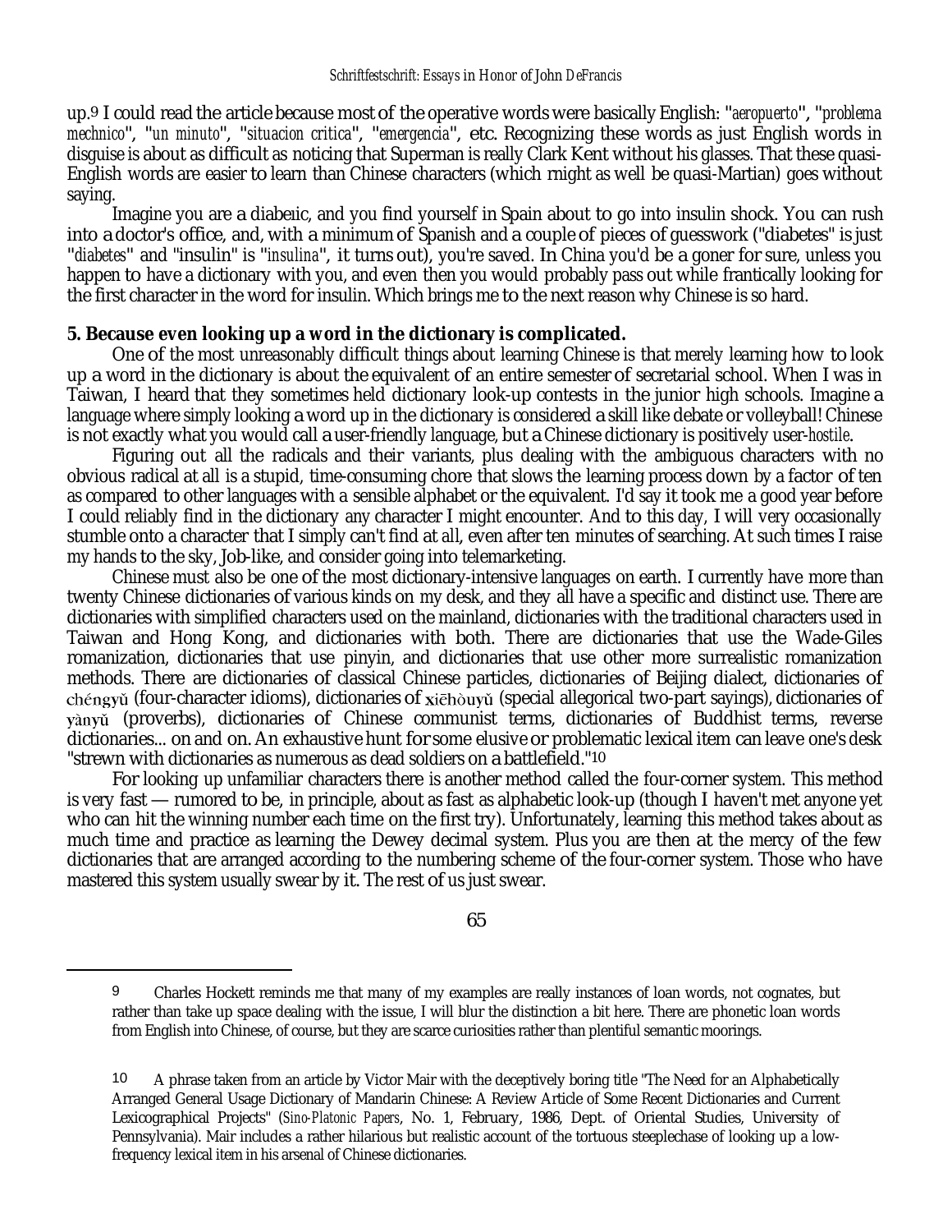up.[9] I could read the article because most of the operative words were basically English: "*aeropuerto*", "*problema mechnico*", "*un minuto*", "*situacion critica*", "*emergencia*", etc. Recognizing these words as just English words in disguise is about as difficult as noticing that Superman is really Clark Kent without his glasses. That these quasi-English words are easier to learn than Chinese characters (which might as well be quasi-Martian) goes without saying.

Imagine you are a diabetic, and you find yourself in Spain about to go into insulin shock. You can rush into a doctor's office, and, with a minimum of Spanish and a couple of pieces of guesswork ("diabetes" is just "*diabetes*" and "insulin" is "*insulina*", it turns out), you're saved. In China you'd be a goner for sure, unless you happen to have a dictionary with you, and even then you would probably pass out while frantically looking for the first character in the word for insulin. Which brings me to the next reason why Chinese is so hard.

**5. Because even looking up a word in the dictionary is complicated.**

One of the most unreasonably difficult things about learning Chinese is that merely learning how to look up a word in the dictionary is about the equivalent of an entire semester of secretarial school. When I was in Taiwan, I heard that they sometimes held dictionary look-up contests in the junior high schools. Imagine a language where simply looking a word up in the dictionary is considered a skill like debate or volleyball! Chinese is not exactly what you would call a user-friendly language, but a Chinese dictionary is positively user-*hostile*.

Figuring out all the radicals and their variants, plus dealing with the ambiguous characters with no obvious radical at all is a stupid, time-consuming chore that slows the learning process down by a factor of ten as compared to other languages with a sensible alphabet or the equivalent. I'd say it took me a good year before I could reliably find in the dictionary any character I might encounter. And to this day, I will very occasionally stumble onto a character that I simply can't find at all, even after ten minutes of searching. At such times I raise my hands to the sky, Job-like, and consider going into telemarketing.

Chinese must also be one of the most dictionary-intensive languages on earth. I currently have more than twenty Chinese dictionaries of various kinds on my desk, and they all have a specific and distinct use. There are dictionaries with simplified characters used on the mainland, dictionaries with the traditional characters used in Taiwan and Hong Kong, and dictionaries with both. There are dictionaries that use the Wade-Giles romanization, dictionaries that use pinyin, and dictionaries that use other more surrealistic romanization methods. There are dictionaries of classical Chinese particles, dictionaries of Beijing dialect, dictionaries of chéngyǔ (four-character idioms), dictionaries of xiēhòuyǔ (special allegorical two-part sayings), dictionaries of yànyǔ (proverbs), dictionaries of Chinese communist terms, dictionaries of Buddhist terms, reverse dictionaries... on and on. An exhaustive hunt for some elusive or problematic lexical item can leave one's desk "strewn with dictionaries as numerous as dead soldiers on a battlefield."[10]

For looking up unfamiliar characters there is another method called the four-corner system. This method is very fast — rumored to be, in principle, about as fast as alphabetic look-up (though I haven't met anyone yet who can hit the winning number each time on the first try). Unfortunately, learning this method takes about as much time and practice as learning the Dewey decimal system. Plus you are then at the mercy of the few dictionaries that are arranged according to the numbering scheme of the four-corner system. Those who have mastered this system usually swear by it. The rest of us just swear.

---

[9] Charles Hockett reminds me that many of my examples are really instances of loan words, not cognates, but rather than take up space dealing with the issue, I will blur the distinction a bit here. There are phonetic loan words from English into Chinese, of course, but they are scarce curiosities rather than plentiful semantic moorings.

[10] A phrase taken from an article by Victor Mair with the deceptively boring title "The Need for an Alphabetically Arranged General Usage Dictionary of Mandarin Chinese: A Review Article of Some Recent Dictionaries and Current Lexicographical Projects" (*Sino-Platonic Papers*, No. 1, February, 1986, Dept. of Oriental Studies, University of Pennsylvania). Mair includes a rather hilarious but realistic account of the tortuous steeplechase of looking up a low-frequency lexical item in his arsenal of Chinese dictionaries.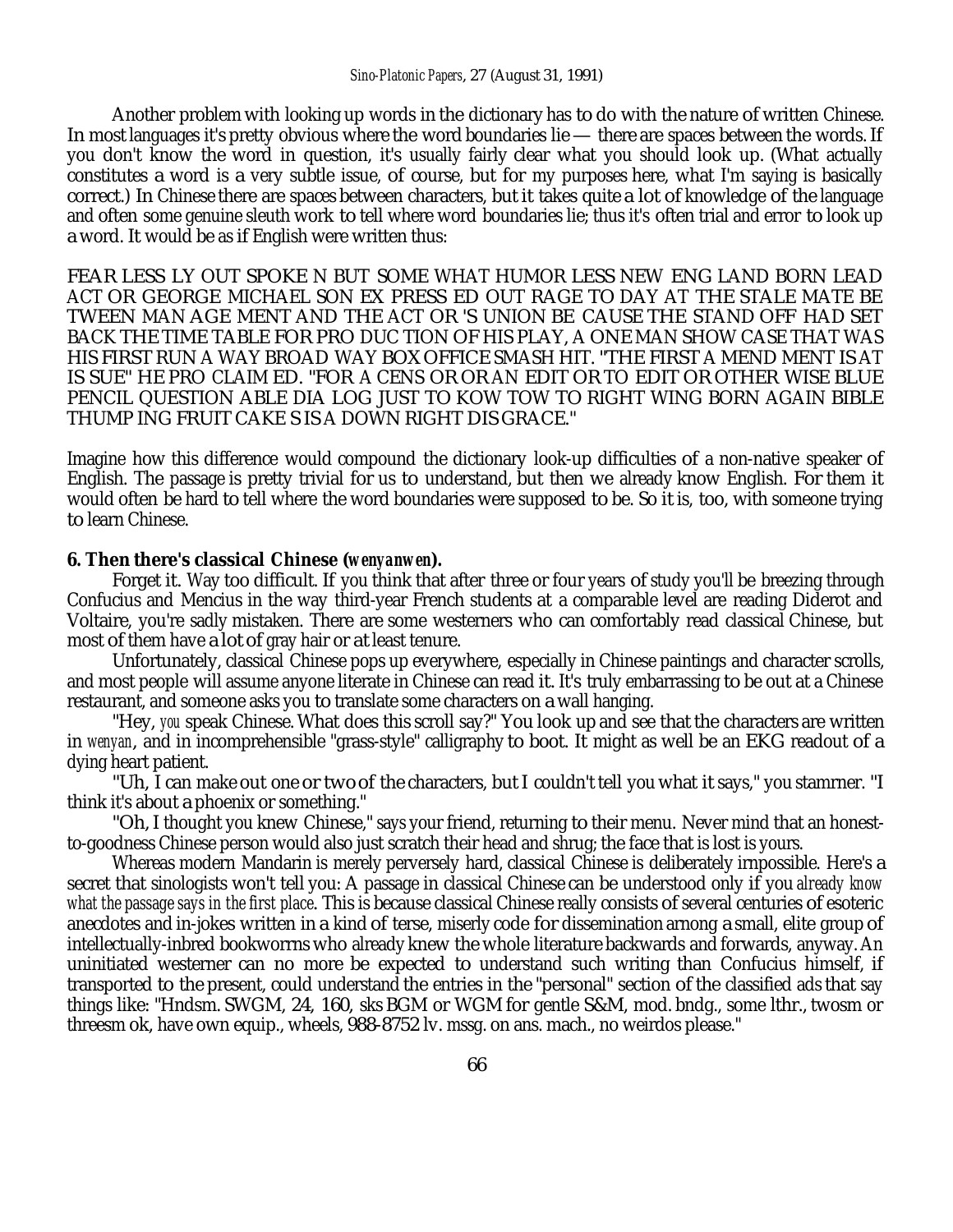Another problem with looking up words in the dictionary has to do with the nature of written Chinese. In most languages it's pretty obvious where the word boundaries lie — there are spaces between the words. If you don't know the word in question, it's usually fairly clear what you should look up. (What actually constitutes a word is a very subtle issue, of course, but for my purposes here, what I'm saying is basically correct.) In Chinese there are spaces between characters, but it takes quite a lot of knowledge of the language and often some genuine sleuth work to tell where word boundaries lie; thus it's often trial and error to look up a word. It would be as if English were written thus:

FEAR LESS LY OUT SPOKE N BUT SOME WHAT HUMOR LESS NEW ENG LAND BORN LEAD ACT OR GEORGE MICHAEL SON EX PRESS ED OUT RAGE TO DAY AT THE STALE MATE BE TWEEN MAN AGE MENT AND THE ACT OR 'S UNION BE CAUSE THE STAND OFF HAD SET BACK THE TIME TABLE FOR PRO DUC TION OF HIS PLAY, A ONE MAN SHOW CASE THAT WAS HIS FIRST RUN A WAY BROAD WAY BOX OFFICE SMASH HIT. "THE FIRST A MEND MENT IS AT IS SUE" HE PRO CLAIM ED. "FOR A CENS OR OR AN EDIT OR TO EDIT OR OTHER WISE BLUE PENCIL QUESTION ABLE DIA LOG JUST TO KOW TOW TO RIGHT WING BORN AGAIN BIBLE THUMP ING FRUIT CAKE S IS A DOWN RIGHT DIS GRACE."

Imagine how this difference would compound the dictionary look-up difficulties of a non-native speaker of English. The passage is pretty trivial for us to understand, but then we already know English. For them it would often be hard to tell where the word boundaries were supposed to be. So it is, too, with someone trying to learn Chinese.

**6. Then there's classical Chinese (*wenyanwen*).**

Forget it. Way too difficult. If you think that after three or four years of study you'll be breezing through Confucius and Mencius in the way third-year French students at a comparable level are reading Diderot and Voltaire, you're sadly mistaken. There are some westerners who can comfortably read classical Chinese, but most of them have a lot of gray hair or at least tenure.

Unfortunately, classical Chinese pops up everywhere, especially in Chinese paintings and character scrolls, and most people will assume anyone literate in Chinese can read it. It's truly embarrassing to be out at a Chinese restaurant, and someone asks you to translate some characters on a wall hanging.

"Hey, *you* speak Chinese. What does this scroll say?" You look up and see that the characters are written in *wenyan*, and in incomprehensible "grass-style" calligraphy to boot. It might as well be an EKG readout of a dying heart patient.

"Uh, I can make out one or two of the characters, but I couldn't tell you what it says," you stammer. "I think it's about a phoenix or something."

"Oh, I thought you knew Chinese," says your friend, returning to their menu. Never mind that an honest-to-goodness Chinese person would also just scratch their head and shrug; the face that is lost is yours.

Whereas modern Mandarin is merely perversely hard, classical Chinese is deliberately impossible. Here's a secret that sinologists won't tell you: A passage in classical Chinese can be understood only if you *already know what the passage says in the first place*. This is because classical Chinese really consists of several centuries of esoteric anecdotes and in-jokes written in a kind of terse, miserly code for dissemination among a small, elite group of intellectually-inbred bookworms who already knew the whole literature backwards and forwards, anyway. An uninitiated westerner can no more be expected to understand such writing than Confucius himself, if transported to the present, could understand the entries in the "personal" section of the classified ads that say things like: "Hndsm. SWGM, 24, 160, sks BGM or WGM for gentle S&M, mod. bndg., some lthr., twosm or threesm ok, have own equip., wheels, 988-8752 lv. mssg. on ans. mach., no weirdos please."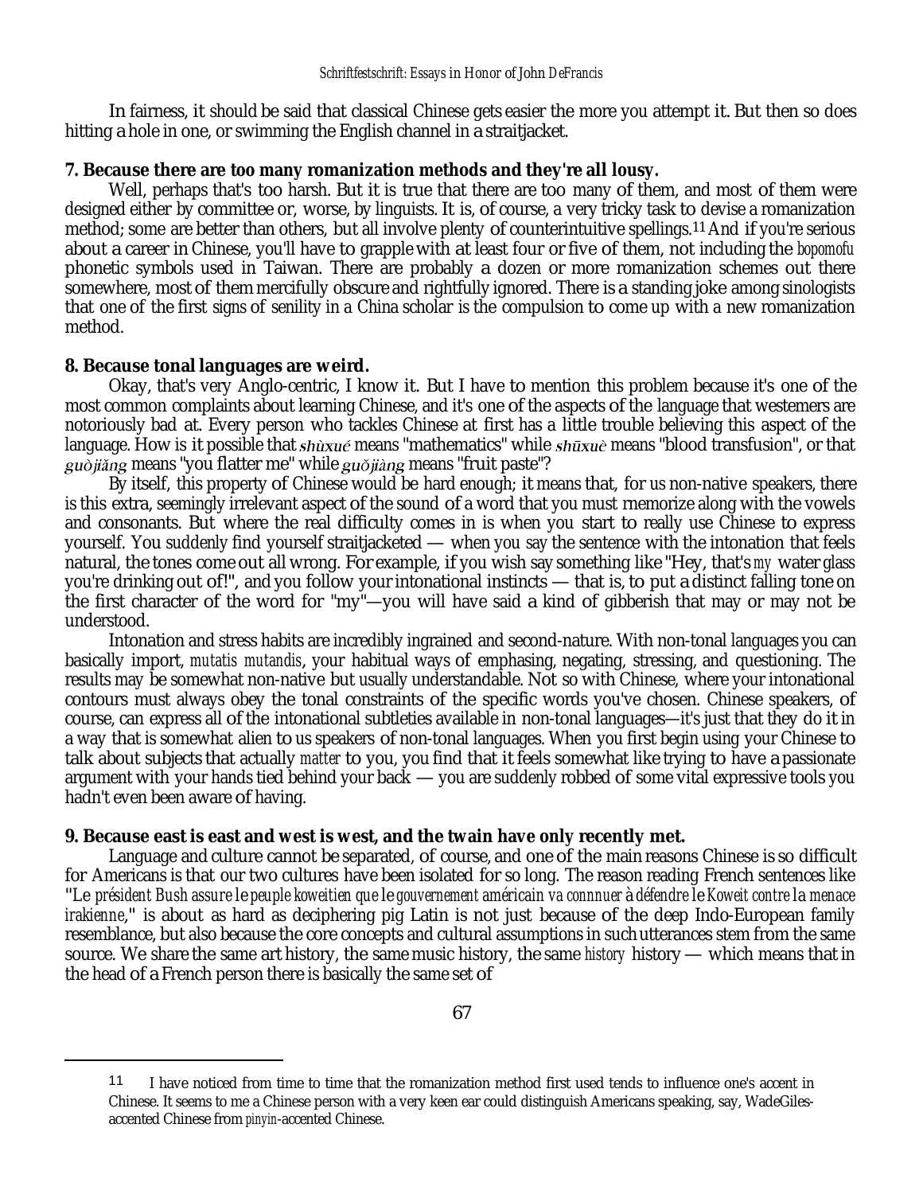In fairness, it should be said that classical Chinese gets easier the more you attempt it. But then so does hitting a hole in one, or swimming the English channel in a straitjacket.

**7. Because there are too many romanization methods and they're all lousy.**

Well, perhaps that's too harsh. But it is true that there are too many of them, and most of them were designed either by committee or, worse, by linguists. It is, of course, a very tricky task to devise a romanization method; some are better than others, but all involve plenty of counterintuitive spellings.[11] And if you're serious about a career in Chinese, you'll have to grapple with at least four or five of them, not including the *bopomofu* phonetic symbols used in Taiwan. There are probably a dozen or more romanization schemes out there somewhere, most of them mercifully obscure and rightfully ignored. There is a standing joke among sinologists that one of the first signs of senility in a China scholar is the compulsion to come up with a new romanization method.

**8. Because tonal languages are weird.**

Okay, that's very Anglo-centric, I know it. But I have to mention this problem because it's one of the most common complaints about learning Chinese, and it's one of the aspects of the language that westerners are notoriously bad at. Every person who tackles Chinese at first has a little trouble believing this aspect of the language. How is it possible that *shùxué* means "mathematics" while *shūxuè* means "blood transfusion", or that *guòjiǎng* means "you flatter me" while *guǒjiàng* means "fruit paste"?

By itself, this property of Chinese would be hard enough; it means that, for us non-native speakers, there is this extra, seemingly irrelevant aspect of the sound of a word that you must rnemorize along with the vowels and consonants. But where the real difficulty comes in is when you start to really use Chinese to express yourself. You suddenly find yourself straitjacketed — when you say the sentence with the intonation that feels natural, the tones come out all wrong. For example, if you wish say something like "Hey, that's *my* water glass you're drinking out of!", and you follow your intonational instincts — that is, to put a distinct falling tone on the first character of the word for "my"—you will have said a kind of gibberish that may or may not be understood.

Intonation and stress habits are incredibly ingrained and second-nature. With non-tonal languages you can basically import, *mutatis mutandis*, your habitual ways of emphasing, negating, stressing, and questioning. The results may be somewhat non-native but usually understandable. Not so with Chinese, where your intonational contours must always obey the tonal constraints of the specific words you've chosen. Chinese speakers, of course, can express all of the intonational subtleties available in non-tonal languages—it's just that they do it in a way that is somewhat alien to us speakers of non-tonal languages. When you first begin using your Chinese to talk about subjects that actually *matter* to you, you find that it feels somewhat like trying to have a passionate argument with your hands tied behind your back — you are suddenly robbed of some vital expressive tools you hadn't even been aware of having.

**9. Because east is east and west is west, and the twain have only recently met.**

Language and culture cannot be separated, of course, and one of the main reasons Chinese is so difficult for Americans is that our two cultures have been isolated for so long. The reason reading French sentences like "*Le président Bush assure le peuple koweitien que le gouvernement américain va connnuer à défendre le Koweit contre la menace irakienne*," is about as hard as deciphering pig Latin is not just because of the deep Indo-European family resemblance, but also because the core concepts and cultural assumptions in such utterances stem from the same source. We share the same art history, the same music history, the same *history* history — which means that in the head of a French person there is basically the same set of

---

[11] I have noticed from time to time that the romanization method first used tends to influence one's accent in Chinese. It seems to me a Chinese person with a very keen ear could distinguish Americans speaking, say, WadeGiles-accented Chinese from *pinyin*-accented Chinese.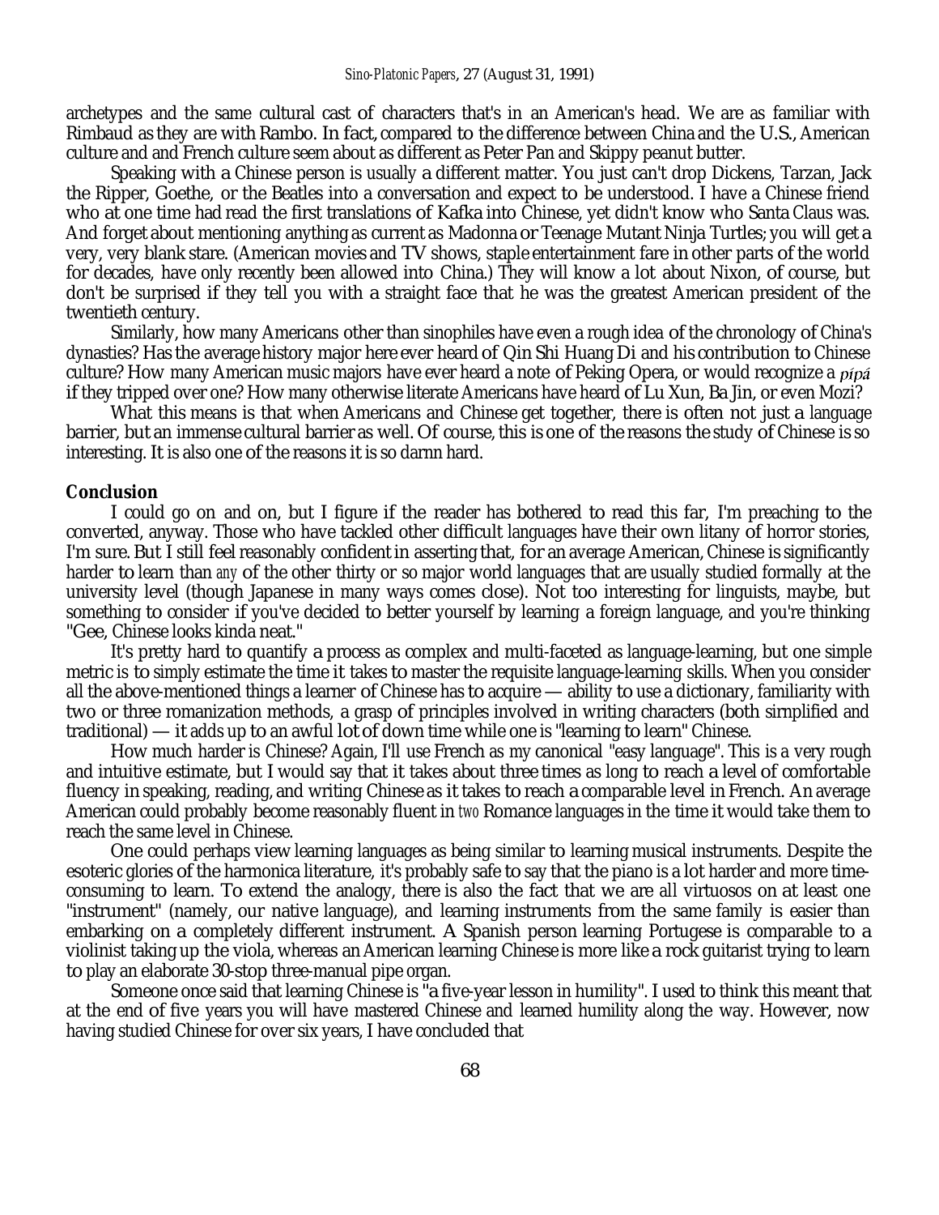archetypes and the same cultural cast of characters that's in an American's head. We are as familiar with Rimbaud as they are with Rambo. In fact, compared to the difference between China and the U.S., American culture and and French culture seem about as different as Peter Pan and Skippy peanut butter.

Speaking with a Chinese person is usually a different matter. You just can't drop Dickens, Tarzan, Jack the Ripper, Goethe, or the Beatles into a conversation and expect to be understood. I have a Chinese friend who at one time had read the first translations of Kafka into Chinese, yet didn't know who Santa Claus was. And forget about mentioning anything as current as Madonna or Teenage Mutant Ninja Turtles; you will get a very, very blank stare. (American movies and TV shows, staple entertainment fare in other parts of the world for decades, have only recently been allowed into China.) They will know a lot about Nixon, of course, but don't be surprised if they tell you with a straight face that he was the greatest American president of the twentieth century.

Similarly, how many Americans other than sinophiles have even a rough idea of the chronology of China's dynasties? Has the average history major here ever heard of Qin Shi Huang Di and his contribution to Chinese culture? How many American music majors have ever heard a note of Peking Opera, or would recognize a *pípá* if they tripped over one? How many otherwise literate Americans have heard of Lu Xun, Ba Jin, or even Mozi?

What this means is that when Americans and Chinese get together, there is often not just a language barrier, but an immense cultural barrier as well. Of course, this is one of the reasons the study of Chinese is so interesting. It is also one of the reasons it is so darnn hard.

**Conclusion**

I could go on and on, but I figure if the reader has bothered to read this far, I'm preaching to the converted, anyway. Those who have tackled other difficult languages have their own litany of horror stories, I'm sure. But I still feel reasonably confident in asserting that, for an average American, Chinese is significantly harder to learn than *any* of the other thirty or so major world languages that are usually studied formally at the university level (though Japanese in many ways comes close). Not too interesting for linguists, maybe, but something to consider if you've decided to better yourself by learning a foreign language, and you're thinking "Gee, Chinese looks kinda neat."

It's pretty hard to quantify a process as complex and multi-faceted as language-learning, but one simple metric is to simply estimate the time it takes to master the requisite language-learning skills. When you consider all the above-mentioned things a learner of Chinese has to acquire — ability to use a dictionary, familiarity with two or three romanization methods, a grasp of principles involved in writing characters (both sirnplified and traditional) — it adds up to an awful lot of down time while one is "learning to learn" Chinese.

How much harder is Chinese? Again, I'll use French as my canonical "easy language". This is a very rough and intuitive estimate, but I would say that it takes about three times as long to reach a level of comfortable fluency in speaking, reading, and writing Chinese as it takes to reach a comparable level in French. An average American could probably become reasonably fluent in *two* Romance languages in the time it would take them to reach the same level in Chinese.

One could perhaps view learning languages as being similar to learning musical instruments. Despite the esoteric glories of the harmonica literature, it's probably safe to say that the piano is a lot harder and more time-consuming to learn. To extend the analogy, there is also the fact that we are all virtuosos on at least one "instrument" (namely, our native language), and learning instruments from the same family is easier than embarking on a completely different instrument. A Spanish person learning Portugese is comparable to a violinist taking up the viola, whereas an American learning Chinese is more like a rock guitarist trying to learn to play an elaborate 30-stop three-manual pipe organ.

Someone once said that learning Chinese is "a five-year lesson in humility". I used to think this meant that at the end of five years you will have mastered Chinese and learned humility along the way. However, now having studied Chinese for over six years, I have concluded that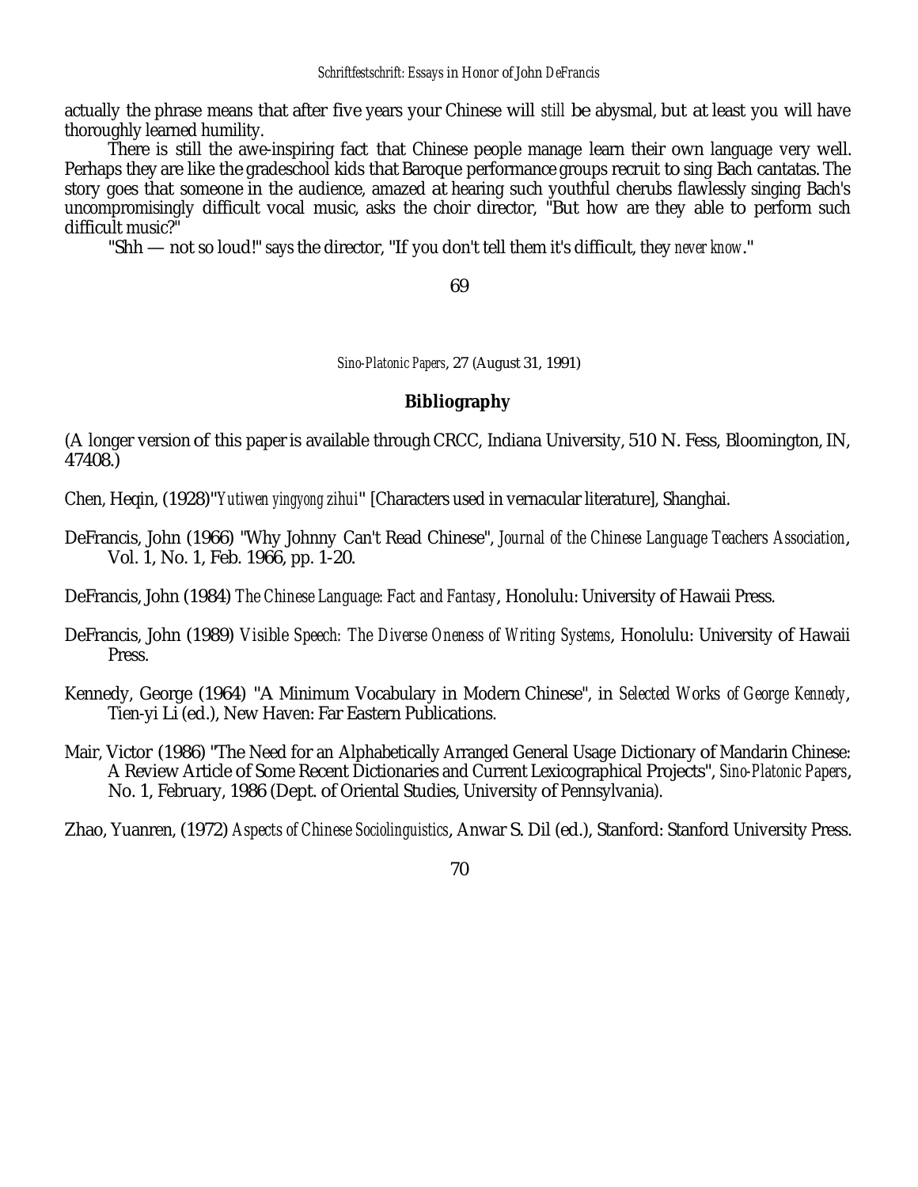actually the phrase means that after five years your Chinese will *still* be abysmal, but at least you will have thoroughly learned humility.

There is still the awe-inspiring fact that Chinese people manage learn their own language very well. Perhaps they are like the gradeschool kids that Baroque performance groups recruit to sing Bach cantatas. The story goes that someone in the audience, amazed at hearing such youthful cherubs flawlessly singing Bach's uncompromisingly difficult vocal music, asks the choir director, "But how are they able to perform such difficult music?"

"Shh — not so loud!" says the director, "If you don't tell them it's difficult, they *never know*."

## Bibliography

(A longer version of this paper is available through CRCC, Indiana University, 510 N. Fess, Bloomington, IN, 47408.)

Chen, Heqin, (1928)"*Yutiwen yingyong zihui*" [Characters used in vernacular literature], Shanghai.

DeFrancis, John (1966) "Why Johnny Can't Read Chinese", *Journal of the Chinese Language Teachers Association*, Vol. 1, No. 1, Feb. 1966, pp. 1-20.

DeFrancis, John (1984) *The Chinese Language: Fact and Fantasy*, Honolulu: University of Hawaii Press.

DeFrancis, John (1989) *Visible Speech: The Diverse Oneness of Writing Systems*, Honolulu: University of Hawaii Press.

Kennedy, George (1964) "A Minimum Vocabulary in Modern Chinese", in *Selected Works of George Kennedy*, Tien-yi Li (ed.), New Haven: Far Eastern Publications.

Mair, Victor (1986) "The Need for an Alphabetically Arranged General Usage Dictionary of Mandarin Chinese: A Review Article of Some Recent Dictionaries and Current Lexicographical Projects", *Sino-Platonic Papers*, No. 1, February, 1986 (Dept. of Oriental Studies, University of Pennsylvania).

Zhao, Yuanren, (1972) *Aspects of Chinese Sociolinguistics*, Anwar S. Dil (ed.), Stanford: Stanford University Press.